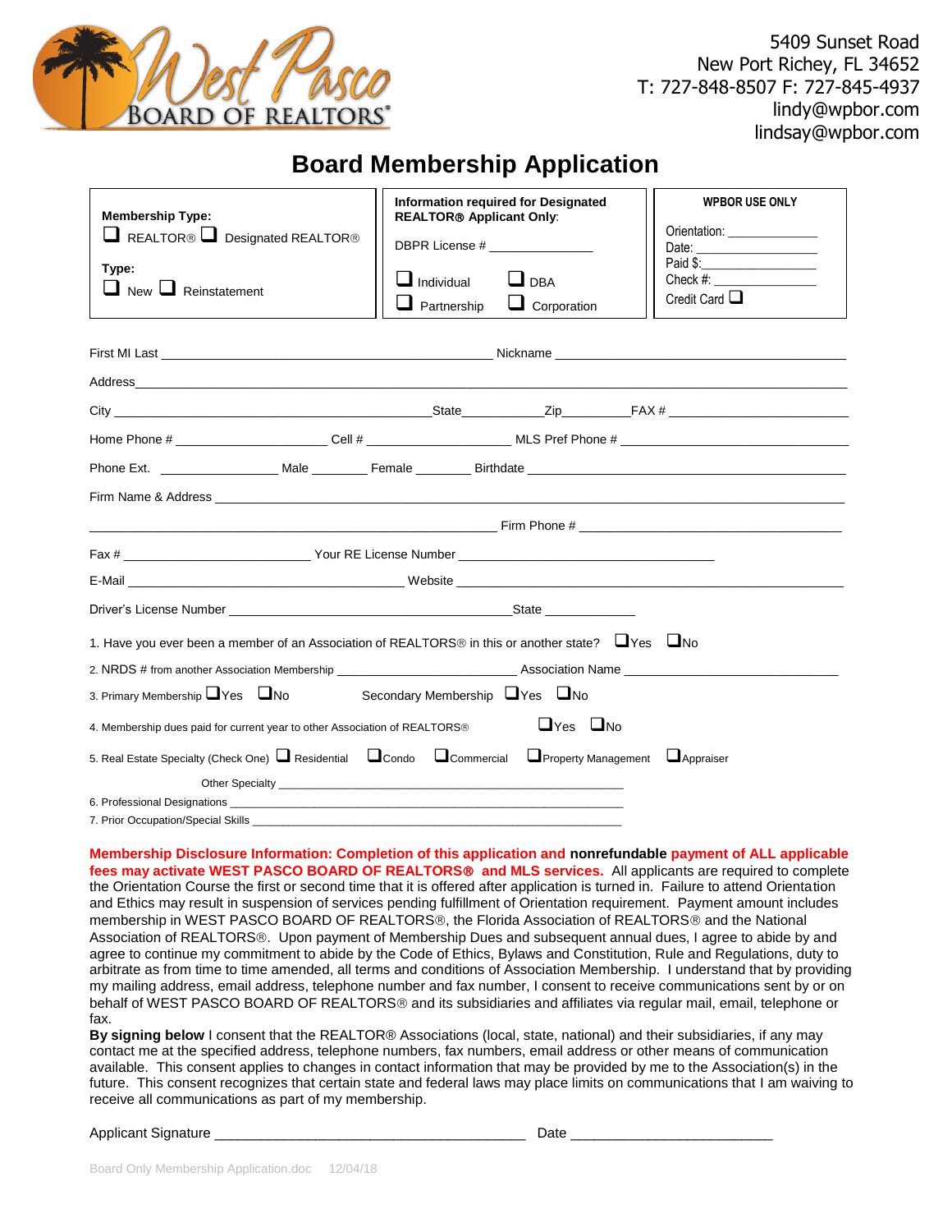West Pasco BOARD OF REALTORS®

5409 Sunset Road
New Port Richey, FL 34652
T: 727-848-8507 F: 727-845-4937
lindy@wpbor.com
lindsay@wpbor.com

# Board Membership Application

| **Membership Type:** ☐ REALTOR® ☐ Designated REALTOR® **Type:** ☐ New ☐ Reinstatement | **Information required for Designated REALTOR® Applicant Only:** DBPR License # _______________ ☐ Individual ☐ DBA ☐ Partnership ☐ Corporation | **WPBOR USE ONLY** Orientation: _____________ Date: _______________ Paid $: _______________ Check #: _______________ Credit Card ☐ |
|---|---|---|

First MI Last ______________________________________________ Nickname ______________________________________

Address ____________________________________________________________________________________________

City ______________________________________State___________Zip_________FAX # ________________________

Home Phone # ____________________ Cell # ____________________ MLS Pref Phone # _______________________

Phone Ext. ________________ Male ________ Female ________ Birthdate ____________________________________

Firm Name & Address ______________________________________________________________________________

_________________________________________________________ Firm Phone # ____________________________

Fax # __________________________ Your RE License Number ____________________________________

E-Mail _______________________________________ Website ______________________________________________

Driver's License Number ________________________________________State _____________

1. Have you ever been a member of an Association of REALTORS® in this or another state? ☐Yes ☐No

2. NRDS # from another Association Membership __________________________ Association Name ______________________________

3. Primary Membership ☐Yes ☐No Secondary Membership ☐Yes ☐No

4. Membership dues paid for current year to other Association of REALTORS® ☐Yes ☐No

5. Real Estate Specialty (Check One) ☐ Residential ☐Condo ☐Commercial ☐Property Management ☐Appraiser

Other Specialty _______________________________________________________

6. Professional Designations _____________________________________________________________

7. Prior Occupation/Special Skills __________________________________________________________

**Membership Disclosure Information: Completion of this application and nonrefundable payment of ALL applicable fees may activate WEST PASCO BOARD OF REALTORS® and MLS services.** All applicants are required to complete the Orientation Course the first or second time that it is offered after application is turned in. Failure to attend Orientation and Ethics may result in suspension of services pending fulfillment of Orientation requirement. Payment amount includes membership in WEST PASCO BOARD OF REALTORS®, the Florida Association of REALTORS® and the National Association of REALTORS®. Upon payment of Membership Dues and subsequent annual dues, I agree to abide by and agree to continue my commitment to abide by the Code of Ethics, Bylaws and Constitution, Rule and Regulations, duty to arbitrate as from time to time amended, all terms and conditions of Association Membership. I understand that by providing my mailing address, email address, telephone number and fax number, I consent to receive communications sent by or on behalf of WEST PASCO BOARD OF REALTORS® and its subsidiaries and affiliates via regular mail, email, telephone or fax.

**By signing below** I consent that the REALTOR® Associations (local, state, national) and their subsidiaries, if any may contact me at the specified address, telephone numbers, fax numbers, email address or other means of communication available. This consent applies to changes in contact information that may be provided by me to the Association(s) in the future. This consent recognizes that certain state and federal laws may place limits on communications that I am waiving to receive all communications as part of my membership.

Applicant Signature ________________________________________ Date __________________________

Board Only Membership Application.doc 12/04/18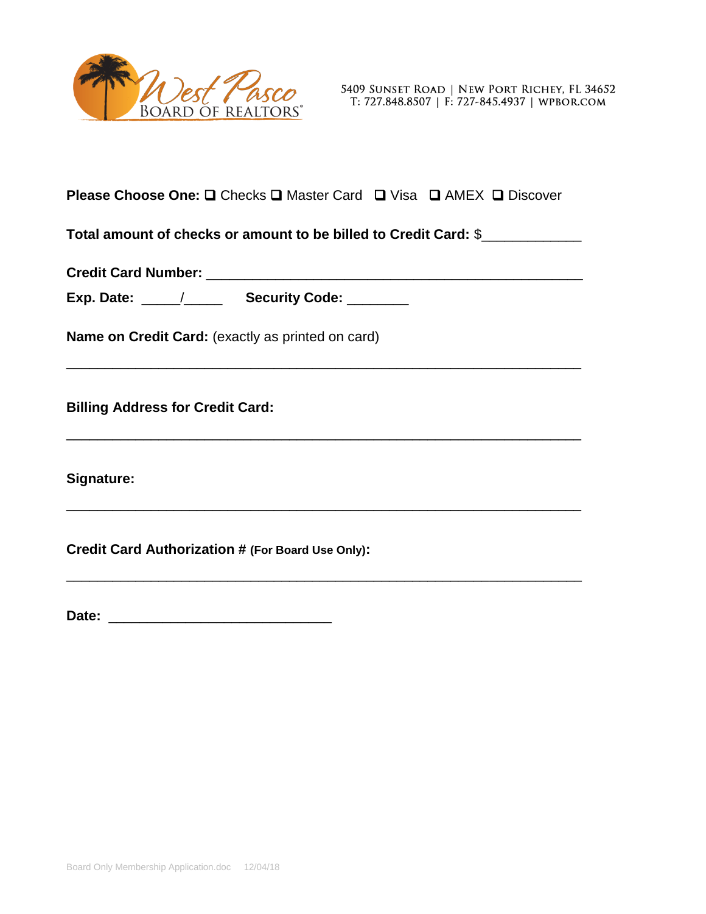West Pasco BOARD OF REALTORS®

5409 SUNSET ROAD | NEW PORT RICHEY, FL 34652
T: 727.848.8507 | F: 727-845.4937 | WPBOR.COM

**Please Choose One:** ❑ Checks ❑ Master Card ❑ Visa ❑ AMEX ❑ Discover

**Total amount of checks or amount to be billed to Credit Card:** $____________

**Credit Card Number:** ______________________________________________

**Exp. Date:** _____/_____ **Security Code:** ________

**Name on Credit Card:** (exactly as printed on card)

_________________________________________________________________

**Billing Address for Credit Card:**

_________________________________________________________________

**Signature:**

_________________________________________________________________

**Credit Card Authorization # (For Board Use Only):**

_________________________________________________________________

**Date:** ____________________________

Board Only Membership Application.doc 12/04/18